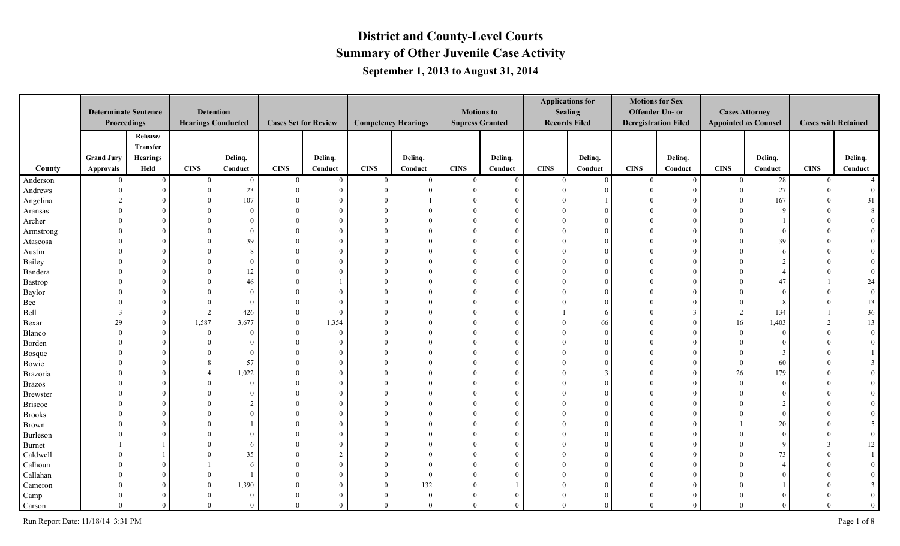# District and County-Level Courts
## Summary of Other Juvenile Case Activity
### September 1, 2013 to August 31, 2014

| County | Determinate Sentence Proceedings | | Detention Hearings Conducted | | Cases Set for Review | | Competency Hearings | | Motions to Supress Granted | | Applications for Sealing Records Filed | | Motions for Sex Offender Un- or Deregistration Filed | | Cases Attorney Appointed as Counsel | | Cases with Retained | |
|---|---|---|---|---|---|---|---|---|---|---|---|---|---|---|---|---|---|---|
| | Grand Jury Approvals | Release/ Transfer Hearings Held | CINS | Delinq. Conduct | CINS | Delinq. Conduct | CINS | Delinq. Conduct | CINS | Delinq. Conduct | CINS | Delinq. Conduct | CINS | Delinq. Conduct | CINS | Delinq. Conduct | CINS | Delinq. Conduct |
| Anderson | 0 | 0 | 0 | 0 | 0 | 0 | 0 | 0 | 0 | 0 | 0 | 0 | 0 | 0 | 0 | 28 | 0 | 4 |
| Andrews | 0 | 0 | 0 | 23 | 0 | 0 | 0 | 0 | 0 | 0 | 0 | 0 | 0 | 0 | 0 | 27 | 0 | 0 |
| Angelina | 2 | 0 | 0 | 107 | 0 | 0 | 0 | 1 | 0 | 0 | 0 | 1 | 0 | 0 | 0 | 167 | 0 | 31 |
| Aransas | 0 | 0 | 0 | 0 | 0 | 0 | 0 | 0 | 0 | 0 | 0 | 0 | 0 | 0 | 0 | 9 | 0 | 8 |
| Archer | 0 | 0 | 0 | 0 | 0 | 0 | 0 | 0 | 0 | 0 | 0 | 0 | 0 | 0 | 0 | 1 | 0 | 0 |
| Armstrong | 0 | 0 | 0 | 0 | 0 | 0 | 0 | 0 | 0 | 0 | 0 | 0 | 0 | 0 | 0 | 0 | 0 | 0 |
| Atascosa | 0 | 0 | 0 | 39 | 0 | 0 | 0 | 0 | 0 | 0 | 0 | 0 | 0 | 0 | 0 | 39 | 0 | 0 |
| Austin | 0 | 0 | 0 | 8 | 0 | 0 | 0 | 0 | 0 | 0 | 0 | 0 | 0 | 0 | 0 | 6 | 0 | 0 |
| Bailey | 0 | 0 | 0 | 0 | 0 | 0 | 0 | 0 | 0 | 0 | 0 | 0 | 0 | 0 | 0 | 2 | 0 | 0 |
| Bandera | 0 | 0 | 0 | 12 | 0 | 0 | 0 | 0 | 0 | 0 | 0 | 0 | 0 | 0 | 0 | 4 | 0 | 0 |
| Bastrop | 0 | 0 | 0 | 46 | 0 | 1 | 0 | 0 | 0 | 0 | 0 | 0 | 0 | 0 | 0 | 47 | 1 | 24 |
| Baylor | 0 | 0 | 0 | 0 | 0 | 0 | 0 | 0 | 0 | 0 | 0 | 0 | 0 | 0 | 0 | 0 | 0 | 0 |
| Bee | 0 | 0 | 0 | 0 | 0 | 0 | 0 | 0 | 0 | 0 | 0 | 0 | 0 | 0 | 0 | 8 | 0 | 13 |
| Bell | 3 | 0 | 2 | 426 | 0 | 0 | 0 | 0 | 0 | 0 | 1 | 6 | 0 | 3 | 2 | 134 | 1 | 36 |
| Bexar | 29 | 0 | 1,587 | 3,677 | 0 | 1,354 | 0 | 0 | 0 | 0 | 0 | 66 | 0 | 0 | 16 | 1,403 | 2 | 13 |
| Blanco | 0 | 0 | 0 | 0 | 0 | 0 | 0 | 0 | 0 | 0 | 0 | 0 | 0 | 0 | 0 | 0 | 0 | 0 |
| Borden | 0 | 0 | 0 | 0 | 0 | 0 | 0 | 0 | 0 | 0 | 0 | 0 | 0 | 0 | 0 | 0 | 0 | 0 |
| Bosque | 0 | 0 | 0 | 0 | 0 | 0 | 0 | 0 | 0 | 0 | 0 | 0 | 0 | 0 | 0 | 3 | 0 | 1 |
| Bowie | 0 | 0 | 8 | 57 | 0 | 0 | 0 | 0 | 0 | 0 | 0 | 0 | 0 | 0 | 0 | 60 | 0 | 3 |
| Brazoria | 0 | 0 | 4 | 1,022 | 0 | 0 | 0 | 0 | 0 | 0 | 0 | 3 | 0 | 0 | 26 | 179 | 0 | 0 |
| Brazos | 0 | 0 | 0 | 0 | 0 | 0 | 0 | 0 | 0 | 0 | 0 | 0 | 0 | 0 | 0 | 0 | 0 | 0 |
| Brewster | 0 | 0 | 0 | 0 | 0 | 0 | 0 | 0 | 0 | 0 | 0 | 0 | 0 | 0 | 0 | 0 | 0 | 0 |
| Briscoe | 0 | 0 | 0 | 2 | 0 | 0 | 0 | 0 | 0 | 0 | 0 | 0 | 0 | 0 | 0 | 2 | 0 | 0 |
| Brooks | 0 | 0 | 0 | 0 | 0 | 0 | 0 | 0 | 0 | 0 | 0 | 0 | 0 | 0 | 0 | 0 | 0 | 0 |
| Brown | 0 | 0 | 0 | 1 | 0 | 0 | 0 | 0 | 0 | 0 | 0 | 0 | 0 | 0 | 1 | 20 | 0 | 5 |
| Burleson | 0 | 0 | 0 | 0 | 0 | 0 | 0 | 0 | 0 | 0 | 0 | 0 | 0 | 0 | 0 | 0 | 0 | 0 |
| Burnet | 1 | 1 | 0 | 6 | 0 | 0 | 0 | 0 | 0 | 0 | 0 | 0 | 0 | 0 | 0 | 9 | 3 | 12 |
| Caldwell | 0 | 1 | 0 | 35 | 0 | 2 | 0 | 0 | 0 | 0 | 0 | 0 | 0 | 0 | 0 | 73 | 0 | 1 |
| Calhoun | 0 | 0 | 1 | 6 | 0 | 0 | 0 | 0 | 0 | 0 | 0 | 0 | 0 | 0 | 0 | 4 | 0 | 0 |
| Callahan | 0 | 0 | 0 | 1 | 0 | 0 | 0 | 0 | 0 | 0 | 0 | 0 | 0 | 0 | 0 | 0 | 0 | 0 |
| Cameron | 0 | 0 | 0 | 1,390 | 0 | 0 | 0 | 132 | 0 | 1 | 0 | 0 | 0 | 0 | 0 | 1 | 0 | 3 |
| Camp | 0 | 0 | 0 | 0 | 0 | 0 | 0 | 0 | 0 | 0 | 0 | 0 | 0 | 0 | 0 | 0 | 0 | 0 |
| Carson | 0 | 0 | 0 | 0 | 0 | 0 | 0 | 0 | 0 | 0 | 0 | 0 | 0 | 0 | 0 | 0 | 0 | 0 |

Run Report Date: 11/18/14 3:31 PM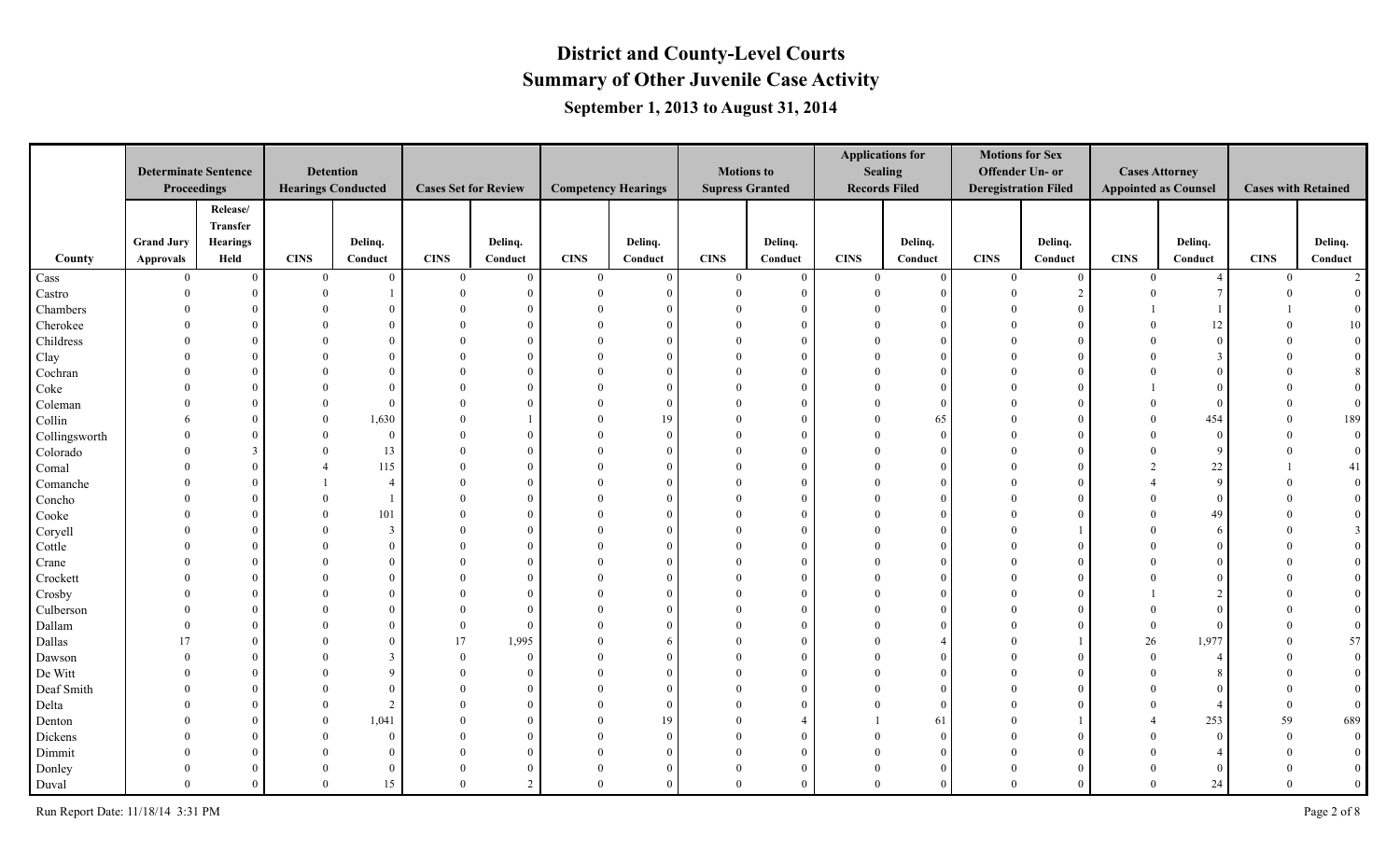# District and County-Level Courts
## Summary of Other Juvenile Case Activity
### September 1, 2013 to August 31, 2014

| County | Determinate Sentence Proceedings | | Detention Hearings Conducted | | Cases Set for Review | | Competency Hearings | | Motions to Suppress Granted | | Applications for Sealing Records Filed | | Motions for Sex Offender Un- or Deregistration Filed | | Cases Attorney Appointed as Counsel | | Cases with Retained | |
|---|---|---|---|---|---|---|---|---|---|---|---|---|---|---|---|---|---|---|
| | Grand Jury Approvals | Release/ Transfer Hearings Held | CINS | Delinq. Conduct | CINS | Delinq. Conduct | CINS | Delinq. Conduct | CINS | Delinq. Conduct | CINS | Delinq. Conduct | CINS | Delinq. Conduct | CINS | Delinq. Conduct | CINS | Delinq. Conduct |
| Cass | 0 | 0 | 0 | 0 | 0 | 0 | 0 | 0 | 0 | 0 | 0 | 0 | 0 | 0 | 0 | 4 | 0 | 2 |
| Castro | 0 | 0 | 0 | 1 | 0 | 0 | 0 | 0 | 0 | 0 | 0 | 0 | 0 | 2 | 0 | 7 | 0 | 0 |
| Chambers | 0 | 0 | 0 | 0 | 0 | 0 | 0 | 0 | 0 | 0 | 0 | 0 | 0 | 0 | 1 | 1 | 1 | 0 |
| Cherokee | 0 | 0 | 0 | 0 | 0 | 0 | 0 | 0 | 0 | 0 | 0 | 0 | 0 | 0 | 0 | 12 | 0 | 10 |
| Childress | 0 | 0 | 0 | 0 | 0 | 0 | 0 | 0 | 0 | 0 | 0 | 0 | 0 | 0 | 0 | 0 | 0 | 0 |
| Clay | 0 | 0 | 0 | 0 | 0 | 0 | 0 | 0 | 0 | 0 | 0 | 0 | 0 | 0 | 0 | 3 | 0 | 0 |
| Cochran | 0 | 0 | 0 | 0 | 0 | 0 | 0 | 0 | 0 | 0 | 0 | 0 | 0 | 0 | 0 | 0 | 0 | 8 |
| Coke | 0 | 0 | 0 | 0 | 0 | 0 | 0 | 0 | 0 | 0 | 0 | 0 | 0 | 0 | 1 | 0 | 0 | 0 |
| Coleman | 0 | 0 | 0 | 0 | 0 | 0 | 0 | 0 | 0 | 0 | 0 | 0 | 0 | 0 | 0 | 0 | 0 | 0 |
| Collin | 6 | 0 | 0 | 1,630 | 0 | 1 | 0 | 19 | 0 | 0 | 0 | 65 | 0 | 0 | 0 | 454 | 0 | 189 |
| Collingsworth | 0 | 0 | 0 | 0 | 0 | 0 | 0 | 0 | 0 | 0 | 0 | 0 | 0 | 0 | 0 | 0 | 0 | 0 |
| Colorado | 0 | 3 | 0 | 13 | 0 | 0 | 0 | 0 | 0 | 0 | 0 | 0 | 0 | 0 | 0 | 9 | 0 | 0 |
| Comal | 0 | 0 | 4 | 115 | 0 | 0 | 0 | 0 | 0 | 0 | 0 | 0 | 0 | 0 | 2 | 22 | 1 | 41 |
| Comanche | 0 | 0 | 1 | 4 | 0 | 0 | 0 | 0 | 0 | 0 | 0 | 0 | 0 | 0 | 4 | 9 | 0 | 0 |
| Concho | 0 | 0 | 0 | 1 | 0 | 0 | 0 | 0 | 0 | 0 | 0 | 0 | 0 | 0 | 0 | 0 | 0 | 0 |
| Cooke | 0 | 0 | 0 | 101 | 0 | 0 | 0 | 0 | 0 | 0 | 0 | 0 | 0 | 0 | 0 | 49 | 0 | 0 |
| Coryell | 0 | 0 | 0 | 3 | 0 | 0 | 0 | 0 | 0 | 0 | 0 | 0 | 0 | 1 | 0 | 6 | 0 | 3 |
| Cottle | 0 | 0 | 0 | 0 | 0 | 0 | 0 | 0 | 0 | 0 | 0 | 0 | 0 | 0 | 0 | 0 | 0 | 0 |
| Crane | 0 | 0 | 0 | 0 | 0 | 0 | 0 | 0 | 0 | 0 | 0 | 0 | 0 | 0 | 0 | 0 | 0 | 0 |
| Crockett | 0 | 0 | 0 | 0 | 0 | 0 | 0 | 0 | 0 | 0 | 0 | 0 | 0 | 0 | 0 | 0 | 0 | 0 |
| Crosby | 0 | 0 | 0 | 0 | 0 | 0 | 0 | 0 | 0 | 0 | 0 | 0 | 0 | 0 | 1 | 2 | 0 | 0 |
| Culberson | 0 | 0 | 0 | 0 | 0 | 0 | 0 | 0 | 0 | 0 | 0 | 0 | 0 | 0 | 0 | 0 | 0 | 0 |
| Dallam | 0 | 0 | 0 | 0 | 0 | 0 | 0 | 0 | 0 | 0 | 0 | 0 | 0 | 0 | 0 | 0 | 0 | 0 |
| Dallas | 17 | 0 | 0 | 0 | 17 | 1,995 | 0 | 6 | 0 | 0 | 0 | 4 | 0 | 1 | 26 | 1,977 | 0 | 57 |
| Dawson | 0 | 0 | 0 | 3 | 0 | 0 | 0 | 0 | 0 | 0 | 0 | 0 | 0 | 0 | 0 | 4 | 0 | 0 |
| De Witt | 0 | 0 | 0 | 9 | 0 | 0 | 0 | 0 | 0 | 0 | 0 | 0 | 0 | 0 | 0 | 8 | 0 | 0 |
| Deaf Smith | 0 | 0 | 0 | 0 | 0 | 0 | 0 | 0 | 0 | 0 | 0 | 0 | 0 | 0 | 0 | 0 | 0 | 0 |
| Delta | 0 | 0 | 0 | 2 | 0 | 0 | 0 | 0 | 0 | 0 | 0 | 0 | 0 | 0 | 0 | 4 | 0 | 0 |
| Denton | 0 | 0 | 0 | 1,041 | 0 | 0 | 0 | 19 | 0 | 4 | 1 | 61 | 0 | 1 | 4 | 253 | 59 | 689 |
| Dickens | 0 | 0 | 0 | 0 | 0 | 0 | 0 | 0 | 0 | 0 | 0 | 0 | 0 | 0 | 0 | 0 | 0 | 0 |
| Dimmit | 0 | 0 | 0 | 0 | 0 | 0 | 0 | 0 | 0 | 0 | 0 | 0 | 0 | 0 | 0 | 4 | 0 | 0 |
| Donley | 0 | 0 | 0 | 0 | 0 | 0 | 0 | 0 | 0 | 0 | 0 | 0 | 0 | 0 | 0 | 0 | 0 | 0 |
| Duval | 0 | 0 | 0 | 15 | 0 | 2 | 0 | 0 | 0 | 0 | 0 | 0 | 0 | 0 | 0 | 24 | 0 | 0 |

Run Report Date: 11/18/14 3:31 PM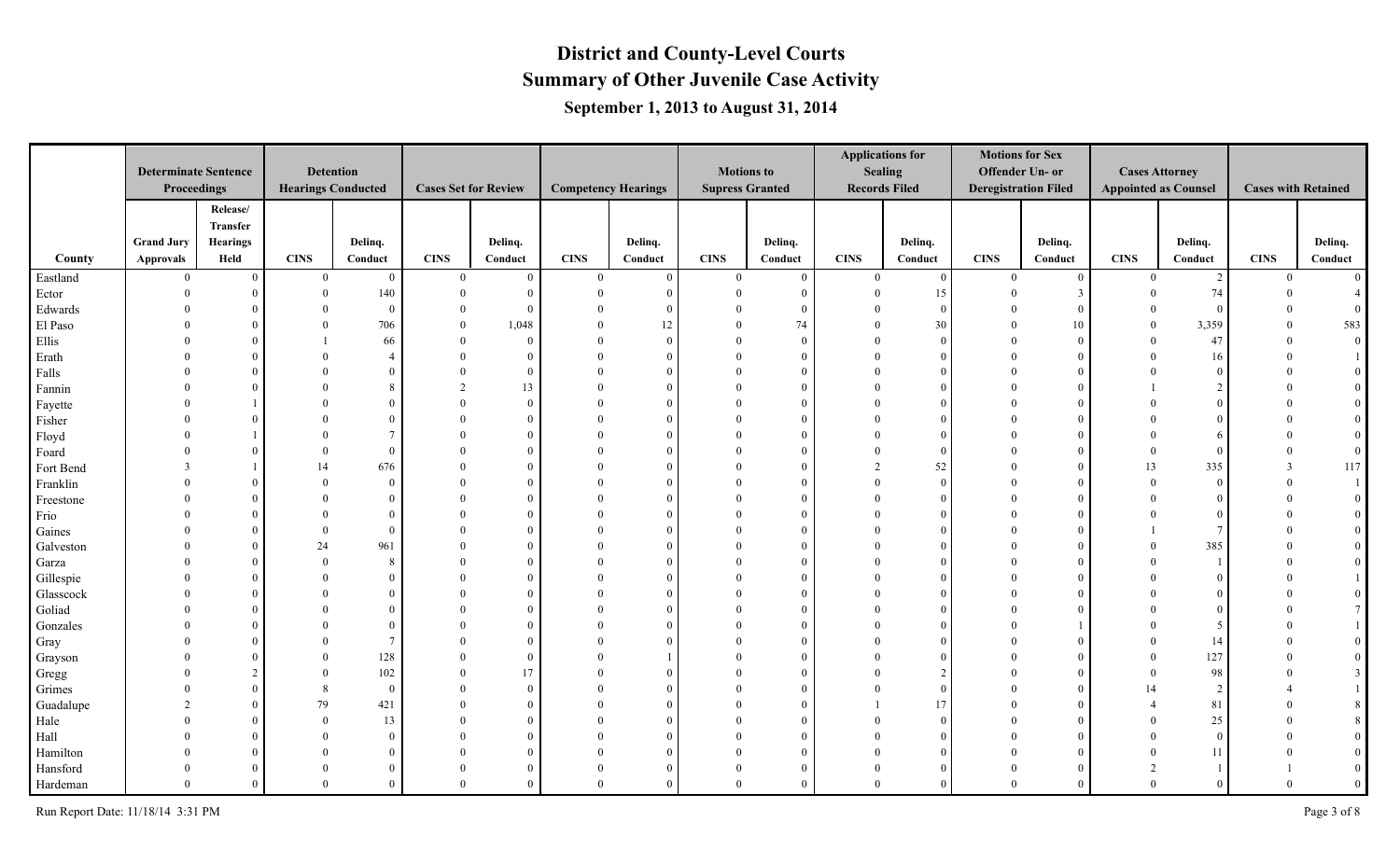# District and County-Level Courts

## Summary of Other Juvenile Case Activity

### September 1, 2013 to August 31, 2014

| | Determinate Sentence Proceedings | | Detention Hearings Conducted | | Cases Set for Review | | Competency Hearings | | Motions to Suppress Granted | | Applications for Sealing Records Filed | | Motions for Sex Offender Un- or Deregistration Filed | | Cases Attorney Appointed as Counsel | | Cases with Retained | |
|---|---|---|---|---|---|---|---|---|---|---|---|---|---|---|---|---|---|---|
| County | Grand Jury Approvals | Release/ Transfer Hearings Held | CINS | Delinq. Conduct | CINS | Delinq. Conduct | CINS | Delinq. Conduct | CINS | Delinq. Conduct | CINS | Delinq. Conduct | CINS | Delinq. Conduct | CINS | Delinq. Conduct | CINS | Delinq. Conduct |
| Eastland | 0 | 0 | 0 | 0 | 0 | 0 | 0 | 0 | 0 | 0 | 0 | 0 | 0 | 0 | 0 | 2 | 0 | 0 |
| Ector | 0 | 0 | 0 | 140 | 0 | 0 | 0 | 0 | 0 | 0 | 0 | 15 | 0 | 3 | 0 | 74 | 0 | 4 |
| Edwards | 0 | 0 | 0 | 0 | 0 | 0 | 0 | 0 | 0 | 0 | 0 | 0 | 0 | 0 | 0 | 0 | 0 | 0 |
| El Paso | 0 | 0 | 0 | 706 | 0 | 1,048 | 0 | 12 | 0 | 74 | 0 | 30 | 0 | 10 | 0 | 3,359 | 0 | 583 |
| Ellis | 0 | 0 | 1 | 66 | 0 | 0 | 0 | 0 | 0 | 0 | 0 | 0 | 0 | 0 | 0 | 47 | 0 | 0 |
| Erath | 0 | 0 | 0 | 4 | 0 | 0 | 0 | 0 | 0 | 0 | 0 | 0 | 0 | 0 | 0 | 16 | 0 | 1 |
| Falls | 0 | 0 | 0 | 0 | 0 | 0 | 0 | 0 | 0 | 0 | 0 | 0 | 0 | 0 | 0 | 0 | 0 | 0 |
| Fannin | 0 | 0 | 0 | 8 | 2 | 13 | 0 | 0 | 0 | 0 | 0 | 0 | 0 | 0 | 1 | 2 | 0 | 0 |
| Fayette | 0 | 1 | 0 | 0 | 0 | 0 | 0 | 0 | 0 | 0 | 0 | 0 | 0 | 0 | 0 | 0 | 0 | 0 |
| Fisher | 0 | 0 | 0 | 0 | 0 | 0 | 0 | 0 | 0 | 0 | 0 | 0 | 0 | 0 | 0 | 0 | 0 | 0 |
| Floyd | 0 | 1 | 0 | 7 | 0 | 0 | 0 | 0 | 0 | 0 | 0 | 0 | 0 | 0 | 0 | 6 | 0 | 0 |
| Foard | 0 | 0 | 0 | 0 | 0 | 0 | 0 | 0 | 0 | 0 | 0 | 0 | 0 | 0 | 0 | 0 | 0 | 0 |
| Fort Bend | 3 | 1 | 14 | 676 | 0 | 0 | 0 | 0 | 0 | 0 | 2 | 52 | 0 | 0 | 13 | 335 | 3 | 117 |
| Franklin | 0 | 0 | 0 | 0 | 0 | 0 | 0 | 0 | 0 | 0 | 0 | 0 | 0 | 0 | 0 | 0 | 0 | 1 |
| Freestone | 0 | 0 | 0 | 0 | 0 | 0 | 0 | 0 | 0 | 0 | 0 | 0 | 0 | 0 | 0 | 0 | 0 | 0 |
| Frio | 0 | 0 | 0 | 0 | 0 | 0 | 0 | 0 | 0 | 0 | 0 | 0 | 0 | 0 | 0 | 0 | 0 | 0 |
| Gaines | 0 | 0 | 0 | 0 | 0 | 0 | 0 | 0 | 0 | 0 | 0 | 0 | 0 | 0 | 1 | 7 | 0 | 0 |
| Galveston | 0 | 0 | 24 | 961 | 0 | 0 | 0 | 0 | 0 | 0 | 0 | 0 | 0 | 0 | 0 | 385 | 0 | 0 |
| Garza | 0 | 0 | 0 | 8 | 0 | 0 | 0 | 0 | 0 | 0 | 0 | 0 | 0 | 0 | 0 | 1 | 0 | 0 |
| Gillespie | 0 | 0 | 0 | 0 | 0 | 0 | 0 | 0 | 0 | 0 | 0 | 0 | 0 | 0 | 0 | 0 | 0 | 1 |
| Glasscock | 0 | 0 | 0 | 0 | 0 | 0 | 0 | 0 | 0 | 0 | 0 | 0 | 0 | 0 | 0 | 0 | 0 | 0 |
| Goliad | 0 | 0 | 0 | 0 | 0 | 0 | 0 | 0 | 0 | 0 | 0 | 0 | 0 | 0 | 0 | 0 | 0 | 7 |
| Gonzales | 0 | 0 | 0 | 0 | 0 | 0 | 0 | 0 | 0 | 0 | 0 | 0 | 0 | 1 | 0 | 5 | 0 | 1 |
| Gray | 0 | 0 | 0 | 7 | 0 | 0 | 0 | 0 | 0 | 0 | 0 | 0 | 0 | 0 | 0 | 14 | 0 | 0 |
| Grayson | 0 | 0 | 0 | 128 | 0 | 0 | 0 | 1 | 0 | 0 | 0 | 0 | 0 | 0 | 0 | 127 | 0 | 0 |
| Gregg | 0 | 2 | 0 | 102 | 0 | 17 | 0 | 0 | 0 | 0 | 0 | 2 | 0 | 0 | 0 | 98 | 0 | 3 |
| Grimes | 0 | 0 | 8 | 0 | 0 | 0 | 0 | 0 | 0 | 0 | 0 | 0 | 0 | 0 | 14 | 2 | 4 | 1 |
| Guadalupe | 2 | 0 | 79 | 421 | 0 | 0 | 0 | 0 | 0 | 0 | 1 | 17 | 0 | 0 | 4 | 81 | 0 | 8 |
| Hale | 0 | 0 | 0 | 13 | 0 | 0 | 0 | 0 | 0 | 0 | 0 | 0 | 0 | 0 | 0 | 25 | 0 | 8 |
| Hall | 0 | 0 | 0 | 0 | 0 | 0 | 0 | 0 | 0 | 0 | 0 | 0 | 0 | 0 | 0 | 0 | 0 | 0 |
| Hamilton | 0 | 0 | 0 | 0 | 0 | 0 | 0 | 0 | 0 | 0 | 0 | 0 | 0 | 0 | 0 | 11 | 0 | 0 |
| Hansford | 0 | 0 | 0 | 0 | 0 | 0 | 0 | 0 | 0 | 0 | 0 | 0 | 0 | 0 | 2 | 1 | 1 | 0 |
| Hardeman | 0 | 0 | 0 | 0 | 0 | 0 | 0 | 0 | 0 | 0 | 0 | 0 | 0 | 0 | 0 | 0 | 0 | 0 |

Run Report Date: 11/18/14 3:31 PM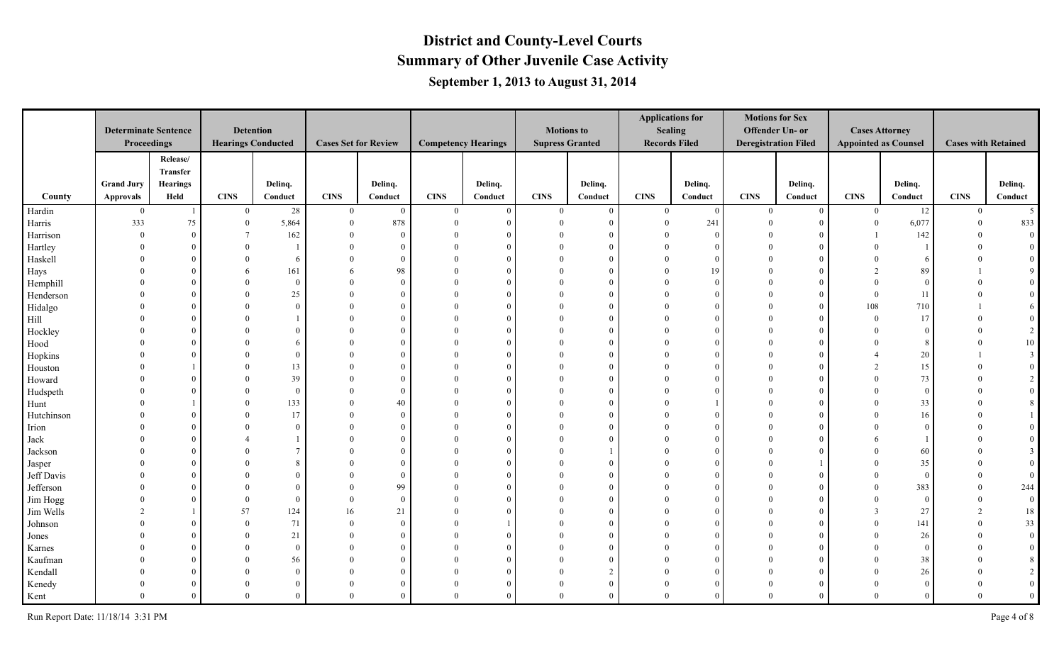# District and County-Level Courts

## Summary of Other Juvenile Case Activity

### September 1, 2013 to August 31, 2014

| County | Determinate Sentence Proceedings | | Detention Hearings Conducted | | Cases Set for Review | | Competency Hearings | | Motions to Suppress Granted | | Applications for Sealing Records Filed | | Motions for Sex Offender Un- or Deregistration Filed | | Cases Attorney Appointed as Counsel | | Cases with Retained | |
|---|---|---|---|---|---|---|---|---|---|---|---|---|---|---|---|---|---|---|
| | Grand Jury Approvals | Release/ Transfer Hearings Held | CINS | Delinq. Conduct | CINS | Delinq. Conduct | CINS | Delinq. Conduct | CINS | Delinq. Conduct | CINS | Delinq. Conduct | CINS | Delinq. Conduct | CINS | Delinq. Conduct | CINS | Delinq. Conduct |
| Hardin | 0 | 1 | 0 | 28 | 0 | 0 | 0 | 0 | 0 | 0 | 0 | 0 | 0 | 0 | 0 | 12 | 0 | 5 |
| Harris | 333 | 75 | 0 | 5,864 | 0 | 878 | 0 | 0 | 0 | 0 | 0 | 241 | 0 | 0 | 0 | 6,077 | 0 | 833 |
| Harrison | 0 | 0 | 7 | 162 | 0 | 0 | 0 | 0 | 0 | 0 | 0 | 0 | 0 | 0 | 1 | 142 | 0 | 0 |
| Hartley | 0 | 0 | 0 | 1 | 0 | 0 | 0 | 0 | 0 | 0 | 0 | 0 | 0 | 0 | 0 | 1 | 0 | 0 |
| Haskell | 0 | 0 | 0 | 6 | 0 | 0 | 0 | 0 | 0 | 0 | 0 | 0 | 0 | 0 | 0 | 6 | 0 | 0 |
| Hays | 0 | 0 | 6 | 161 | 6 | 98 | 0 | 0 | 0 | 0 | 0 | 19 | 0 | 0 | 2 | 89 | 1 | 9 |
| Hemphill | 0 | 0 | 0 | 0 | 0 | 0 | 0 | 0 | 0 | 0 | 0 | 0 | 0 | 0 | 0 | 0 | 0 | 0 |
| Henderson | 0 | 0 | 0 | 25 | 0 | 0 | 0 | 0 | 0 | 0 | 0 | 0 | 0 | 0 | 0 | 11 | 0 | 0 |
| Hidalgo | 0 | 0 | 0 | 0 | 0 | 0 | 0 | 0 | 0 | 0 | 0 | 0 | 0 | 0 | 108 | 710 | 1 | 6 |
| Hill | 0 | 0 | 0 | 1 | 0 | 0 | 0 | 0 | 0 | 0 | 0 | 0 | 0 | 0 | 0 | 17 | 0 | 0 |
| Hockley | 0 | 0 | 0 | 0 | 0 | 0 | 0 | 0 | 0 | 0 | 0 | 0 | 0 | 0 | 0 | 0 | 0 | 2 |
| Hood | 0 | 0 | 0 | 6 | 0 | 0 | 0 | 0 | 0 | 0 | 0 | 0 | 0 | 0 | 0 | 8 | 0 | 10 |
| Hopkins | 0 | 0 | 0 | 0 | 0 | 0 | 0 | 0 | 0 | 0 | 0 | 0 | 0 | 0 | 4 | 20 | 1 | 3 |
| Houston | 0 | 1 | 0 | 13 | 0 | 0 | 0 | 0 | 0 | 0 | 0 | 0 | 0 | 0 | 2 | 15 | 0 | 0 |
| Howard | 0 | 0 | 0 | 39 | 0 | 0 | 0 | 0 | 0 | 0 | 0 | 0 | 0 | 0 | 0 | 73 | 0 | 2 |
| Hudspeth | 0 | 0 | 0 | 0 | 0 | 0 | 0 | 0 | 0 | 0 | 0 | 0 | 0 | 0 | 0 | 0 | 0 | 0 |
| Hunt | 0 | 1 | 0 | 133 | 0 | 40 | 0 | 0 | 0 | 0 | 0 | 1 | 0 | 0 | 0 | 33 | 0 | 8 |
| Hutchinson | 0 | 0 | 0 | 17 | 0 | 0 | 0 | 0 | 0 | 0 | 0 | 0 | 0 | 0 | 0 | 16 | 0 | 1 |
| Irion | 0 | 0 | 0 | 0 | 0 | 0 | 0 | 0 | 0 | 0 | 0 | 0 | 0 | 0 | 0 | 0 | 0 | 0 |
| Jack | 0 | 0 | 4 | 1 | 0 | 0 | 0 | 0 | 0 | 0 | 0 | 0 | 0 | 0 | 6 | 1 | 0 | 0 |
| Jackson | 0 | 0 | 0 | 7 | 0 | 0 | 0 | 0 | 0 | 1 | 0 | 0 | 0 | 0 | 0 | 60 | 0 | 3 |
| Jasper | 0 | 0 | 0 | 8 | 0 | 0 | 0 | 0 | 0 | 0 | 0 | 0 | 0 | 1 | 0 | 35 | 0 | 0 |
| Jeff Davis | 0 | 0 | 0 | 0 | 0 | 0 | 0 | 0 | 0 | 0 | 0 | 0 | 0 | 0 | 0 | 0 | 0 | 0 |
| Jefferson | 0 | 0 | 0 | 0 | 0 | 99 | 0 | 0 | 0 | 0 | 0 | 0 | 0 | 0 | 0 | 383 | 0 | 244 |
| Jim Hogg | 0 | 0 | 0 | 0 | 0 | 0 | 0 | 0 | 0 | 0 | 0 | 0 | 0 | 0 | 0 | 0 | 0 | 0 |
| Jim Wells | 2 | 1 | 57 | 124 | 16 | 21 | 0 | 0 | 0 | 0 | 0 | 0 | 0 | 0 | 3 | 27 | 2 | 18 |
| Johnson | 0 | 0 | 0 | 71 | 0 | 0 | 0 | 1 | 0 | 0 | 0 | 0 | 0 | 0 | 0 | 141 | 0 | 33 |
| Jones | 0 | 0 | 0 | 21 | 0 | 0 | 0 | 0 | 0 | 0 | 0 | 0 | 0 | 0 | 0 | 26 | 0 | 0 |
| Karnes | 0 | 0 | 0 | 0 | 0 | 0 | 0 | 0 | 0 | 0 | 0 | 0 | 0 | 0 | 0 | 0 | 0 | 0 |
| Kaufman | 0 | 0 | 0 | 56 | 0 | 0 | 0 | 0 | 0 | 0 | 0 | 0 | 0 | 0 | 0 | 38 | 0 | 8 |
| Kendall | 0 | 0 | 0 | 0 | 0 | 0 | 0 | 0 | 0 | 2 | 0 | 0 | 0 | 0 | 0 | 26 | 0 | 2 |
| Kenedy | 0 | 0 | 0 | 0 | 0 | 0 | 0 | 0 | 0 | 0 | 0 | 0 | 0 | 0 | 0 | 0 | 0 | 0 |
| Kent | 0 | 0 | 0 | 0 | 0 | 0 | 0 | 0 | 0 | 0 | 0 | 0 | 0 | 0 | 0 | 0 | 0 | 0 |

Run Report Date: 11/18/14 3:31 PM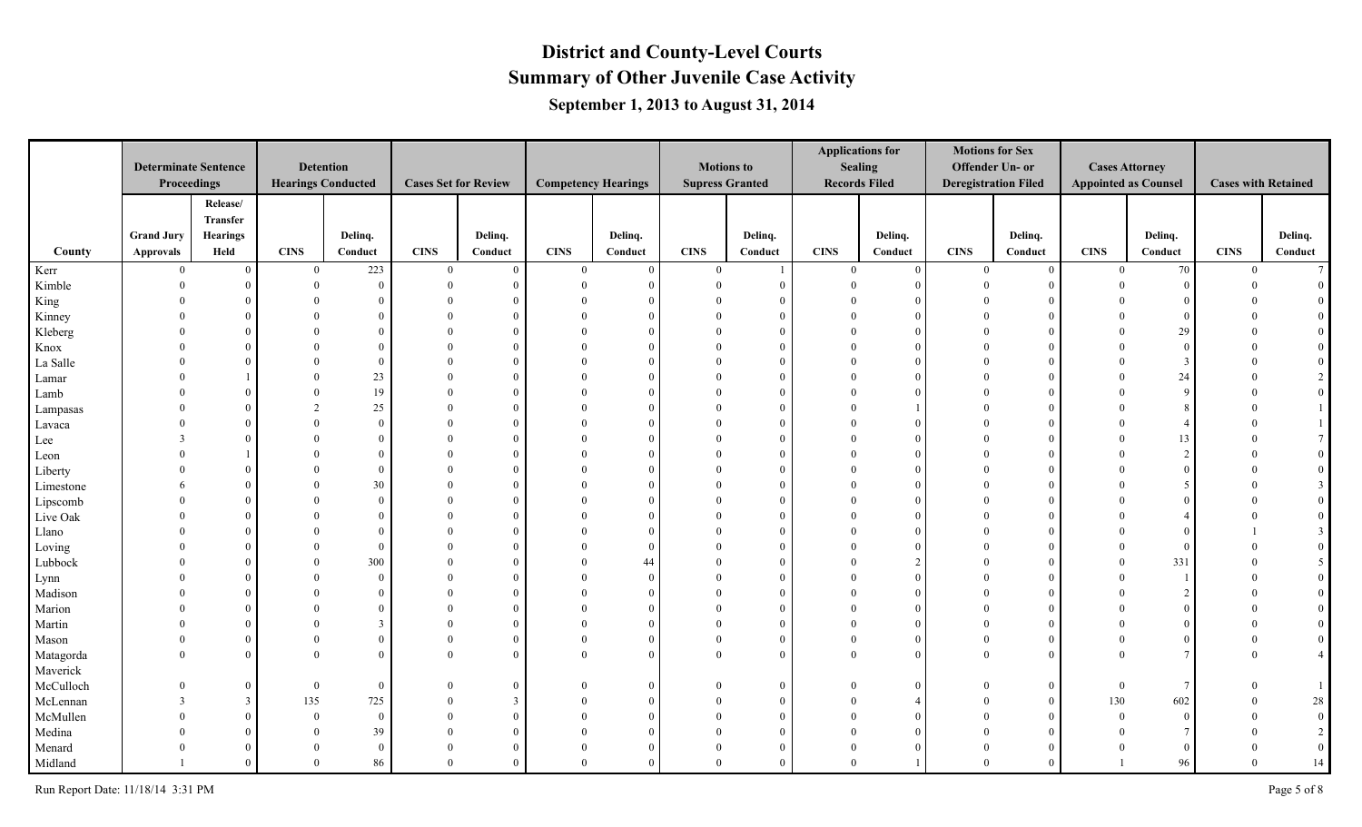# District and County-Level Courts
## Summary of Other Juvenile Case Activity
### September 1, 2013 to August 31, 2014

| County | Determinate Sentence Proceedings | | Detention Hearings Conducted | | Cases Set for Review | | Competency Hearings | | Motions to Suppress Granted | | Applications for Sealing Records Filed | | Motions for Sex Offender Un- or Deregistration Filed | | Cases Attorney Appointed as Counsel | | Cases with Retained | |
|---|---|---|---|---|---|---|---|---|---|---|---|---|---|---|---|---|---|---|
| | Grand Jury Approvals | Release/ Transfer Hearings Held | CINS | Delinq. Conduct | CINS | Delinq. Conduct | CINS | Delinq. Conduct | CINS | Delinq. Conduct | CINS | Delinq. Conduct | CINS | Delinq. Conduct | CINS | Delinq. Conduct | CINS | Delinq. Conduct |
| Kerr | 0 | 0 | 0 | 223 | 0 | 0 | 0 | 0 | 0 | 1 | 0 | 0 | 0 | 0 | 0 | 70 | 0 | 7 |
| Kimble | 0 | 0 | 0 | 0 | 0 | 0 | 0 | 0 | 0 | 0 | 0 | 0 | 0 | 0 | 0 | 0 | 0 | 0 |
| King | 0 | 0 | 0 | 0 | 0 | 0 | 0 | 0 | 0 | 0 | 0 | 0 | 0 | 0 | 0 | 0 | 0 | 0 |
| Kinney | 0 | 0 | 0 | 0 | 0 | 0 | 0 | 0 | 0 | 0 | 0 | 0 | 0 | 0 | 0 | 0 | 0 | 0 |
| Kleberg | 0 | 0 | 0 | 0 | 0 | 0 | 0 | 0 | 0 | 0 | 0 | 0 | 0 | 0 | 0 | 29 | 0 | 0 |
| Knox | 0 | 0 | 0 | 0 | 0 | 0 | 0 | 0 | 0 | 0 | 0 | 0 | 0 | 0 | 0 | 0 | 0 | 0 |
| La Salle | 0 | 0 | 0 | 0 | 0 | 0 | 0 | 0 | 0 | 0 | 0 | 0 | 0 | 0 | 0 | 3 | 0 | 0 |
| Lamar | 0 | 1 | 0 | 23 | 0 | 0 | 0 | 0 | 0 | 0 | 0 | 0 | 0 | 0 | 0 | 24 | 0 | 2 |
| Lamb | 0 | 0 | 0 | 19 | 0 | 0 | 0 | 0 | 0 | 0 | 0 | 0 | 0 | 0 | 0 | 9 | 0 | 0 |
| Lampasas | 0 | 0 | 2 | 25 | 0 | 0 | 0 | 0 | 0 | 0 | 0 | 1 | 0 | 0 | 0 | 8 | 0 | 1 |
| Lavaca | 0 | 0 | 0 | 0 | 0 | 0 | 0 | 0 | 0 | 0 | 0 | 0 | 0 | 0 | 0 | 4 | 0 | 1 |
| Lee | 3 | 0 | 0 | 0 | 0 | 0 | 0 | 0 | 0 | 0 | 0 | 0 | 0 | 0 | 0 | 13 | 0 | 7 |
| Leon | 0 | 1 | 0 | 0 | 0 | 0 | 0 | 0 | 0 | 0 | 0 | 0 | 0 | 0 | 0 | 2 | 0 | 0 |
| Liberty | 0 | 0 | 0 | 0 | 0 | 0 | 0 | 0 | 0 | 0 | 0 | 0 | 0 | 0 | 0 | 0 | 0 | 0 |
| Limestone | 6 | 0 | 0 | 30 | 0 | 0 | 0 | 0 | 0 | 0 | 0 | 0 | 0 | 0 | 0 | 5 | 0 | 3 |
| Lipscomb | 0 | 0 | 0 | 0 | 0 | 0 | 0 | 0 | 0 | 0 | 0 | 0 | 0 | 0 | 0 | 0 | 0 | 0 |
| Live Oak | 0 | 0 | 0 | 0 | 0 | 0 | 0 | 0 | 0 | 0 | 0 | 0 | 0 | 0 | 0 | 4 | 0 | 0 |
| Llano | 0 | 0 | 0 | 0 | 0 | 0 | 0 | 0 | 0 | 0 | 0 | 0 | 0 | 0 | 0 | 0 | 1 | 3 |
| Loving | 0 | 0 | 0 | 0 | 0 | 0 | 0 | 0 | 0 | 0 | 0 | 0 | 0 | 0 | 0 | 0 | 0 | 0 |
| Lubbock | 0 | 0 | 0 | 300 | 0 | 0 | 0 | 44 | 0 | 0 | 0 | 2 | 0 | 0 | 0 | 331 | 0 | 5 |
| Lynn | 0 | 0 | 0 | 0 | 0 | 0 | 0 | 0 | 0 | 0 | 0 | 0 | 0 | 0 | 0 | 1 | 0 | 0 |
| Madison | 0 | 0 | 0 | 0 | 0 | 0 | 0 | 0 | 0 | 0 | 0 | 0 | 0 | 0 | 0 | 2 | 0 | 0 |
| Marion | 0 | 0 | 0 | 0 | 0 | 0 | 0 | 0 | 0 | 0 | 0 | 0 | 0 | 0 | 0 | 0 | 0 | 0 |
| Martin | 0 | 0 | 0 | 3 | 0 | 0 | 0 | 0 | 0 | 0 | 0 | 0 | 0 | 0 | 0 | 0 | 0 | 0 |
| Mason | 0 | 0 | 0 | 0 | 0 | 0 | 0 | 0 | 0 | 0 | 0 | 0 | 0 | 0 | 0 | 0 | 0 | 0 |
| Matagorda | 0 | 0 | 0 | 0 | 0 | 0 | 0 | 0 | 0 | 0 | 0 | 0 | 0 | 0 | 0 | 7 | 0 | 4 |
| Maverick | | | | | | | | | | | | | | | | | | |
| McCulloch | 0 | 0 | 0 | 0 | 0 | 0 | 0 | 0 | 0 | 0 | 0 | 0 | 0 | 0 | 0 | 7 | 0 | 1 |
| McLennan | 3 | 3 | 135 | 725 | 0 | 3 | 0 | 0 | 0 | 0 | 0 | 4 | 0 | 0 | 130 | 602 | 0 | 28 |
| McMullen | 0 | 0 | 0 | 0 | 0 | 0 | 0 | 0 | 0 | 0 | 0 | 0 | 0 | 0 | 0 | 0 | 0 | 0 |
| Medina | 0 | 0 | 0 | 39 | 0 | 0 | 0 | 0 | 0 | 0 | 0 | 0 | 0 | 0 | 0 | 7 | 0 | 2 |
| Menard | 0 | 0 | 0 | 0 | 0 | 0 | 0 | 0 | 0 | 0 | 0 | 0 | 0 | 0 | 0 | 0 | 0 | 0 |
| Midland | 1 | 0 | 0 | 86 | 0 | 0 | 0 | 0 | 0 | 0 | 0 | 1 | 0 | 0 | 1 | 96 | 0 | 14 |

Run Report Date: 11/18/14 3:31 PM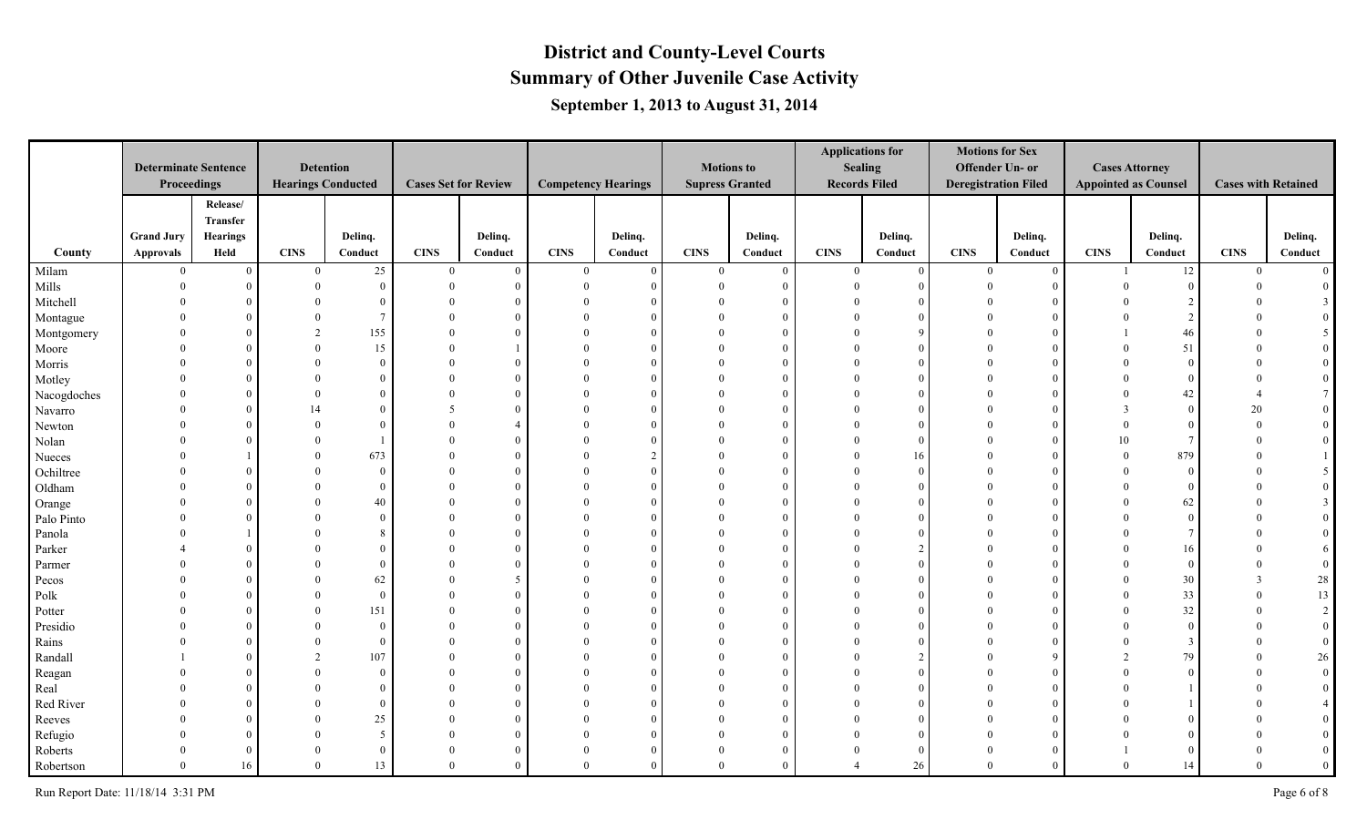# District and County-Level Courts

## Summary of Other Juvenile Case Activity

### September 1, 2013 to August 31, 2014

| County | Determinate Sentence Proceedings | | Detention Hearings Conducted | | Cases Set for Review | | Competency Hearings | | Motions to Suppress Granted | | Applications for Sealing Records Filed | | Motions for Sex Offender Un- or Deregistration Filed | | Cases Attorney Appointed as Counsel | | Cases with Retained | |
|---|---|---|---|---|---|---|---|---|---|---|---|---|---|---|---|---|---|---|
| | Grand Jury Approvals | Release/ Transfer Hearings Held | CINS | Delinq. Conduct | CINS | Delinq. Conduct | CINS | Delinq. Conduct | CINS | Delinq. Conduct | CINS | Delinq. Conduct | CINS | Delinq. Conduct | CINS | Delinq. Conduct | CINS | Delinq. Conduct |
| Milam | 0 | 0 | 0 | 25 | 0 | 0 | 0 | 0 | 0 | 0 | 0 | 0 | 0 | 0 | 1 | 12 | 0 | 0 |
| Mills | 0 | 0 | 0 | 0 | 0 | 0 | 0 | 0 | 0 | 0 | 0 | 0 | 0 | 0 | 0 | 0 | 0 | 0 |
| Mitchell | 0 | 0 | 0 | 0 | 0 | 0 | 0 | 0 | 0 | 0 | 0 | 0 | 0 | 0 | 0 | 2 | 0 | 3 |
| Montague | 0 | 0 | 0 | 7 | 0 | 0 | 0 | 0 | 0 | 0 | 0 | 0 | 0 | 0 | 0 | 2 | 0 | 0 |
| Montgomery | 0 | 0 | 2 | 155 | 0 | 0 | 0 | 0 | 0 | 0 | 0 | 9 | 0 | 0 | 1 | 46 | 0 | 5 |
| Moore | 0 | 0 | 0 | 15 | 0 | 1 | 0 | 0 | 0 | 0 | 0 | 0 | 0 | 0 | 0 | 51 | 0 | 0 |
| Morris | 0 | 0 | 0 | 0 | 0 | 0 | 0 | 0 | 0 | 0 | 0 | 0 | 0 | 0 | 0 | 0 | 0 | 0 |
| Motley | 0 | 0 | 0 | 0 | 0 | 0 | 0 | 0 | 0 | 0 | 0 | 0 | 0 | 0 | 0 | 0 | 0 | 0 |
| Nacogdoches | 0 | 0 | 0 | 0 | 0 | 0 | 0 | 0 | 0 | 0 | 0 | 0 | 0 | 0 | 0 | 42 | 4 | 7 |
| Navarro | 0 | 0 | 14 | 0 | 5 | 0 | 0 | 0 | 0 | 0 | 0 | 0 | 0 | 0 | 3 | 0 | 20 | 0 |
| Newton | 0 | 0 | 0 | 0 | 0 | 4 | 0 | 0 | 0 | 0 | 0 | 0 | 0 | 0 | 0 | 0 | 0 | 0 |
| Nolan | 0 | 0 | 0 | 1 | 0 | 0 | 0 | 0 | 0 | 0 | 0 | 0 | 0 | 0 | 10 | 7 | 0 | 0 |
| Nueces | 0 | 1 | 0 | 673 | 0 | 0 | 0 | 2 | 0 | 0 | 0 | 16 | 0 | 0 | 0 | 879 | 0 | 1 |
| Ochiltree | 0 | 0 | 0 | 0 | 0 | 0 | 0 | 0 | 0 | 0 | 0 | 0 | 0 | 0 | 0 | 0 | 0 | 5 |
| Oldham | 0 | 0 | 0 | 0 | 0 | 0 | 0 | 0 | 0 | 0 | 0 | 0 | 0 | 0 | 0 | 0 | 0 | 0 |
| Orange | 0 | 0 | 0 | 40 | 0 | 0 | 0 | 0 | 0 | 0 | 0 | 0 | 0 | 0 | 0 | 62 | 0 | 3 |
| Palo Pinto | 0 | 0 | 0 | 0 | 0 | 0 | 0 | 0 | 0 | 0 | 0 | 0 | 0 | 0 | 0 | 0 | 0 | 0 |
| Panola | 0 | 1 | 0 | 8 | 0 | 0 | 0 | 0 | 0 | 0 | 0 | 0 | 0 | 0 | 0 | 7 | 0 | 0 |
| Parker | 4 | 0 | 0 | 0 | 0 | 0 | 0 | 0 | 0 | 0 | 0 | 2 | 0 | 0 | 0 | 16 | 0 | 6 |
| Parmer | 0 | 0 | 0 | 0 | 0 | 0 | 0 | 0 | 0 | 0 | 0 | 0 | 0 | 0 | 0 | 0 | 0 | 0 |
| Pecos | 0 | 0 | 0 | 62 | 0 | 5 | 0 | 0 | 0 | 0 | 0 | 0 | 0 | 0 | 0 | 30 | 3 | 28 |
| Polk | 0 | 0 | 0 | 0 | 0 | 0 | 0 | 0 | 0 | 0 | 0 | 0 | 0 | 0 | 0 | 33 | 0 | 13 |
| Potter | 0 | 0 | 0 | 151 | 0 | 0 | 0 | 0 | 0 | 0 | 0 | 0 | 0 | 0 | 0 | 32 | 0 | 2 |
| Presidio | 0 | 0 | 0 | 0 | 0 | 0 | 0 | 0 | 0 | 0 | 0 | 0 | 0 | 0 | 0 | 0 | 0 | 0 |
| Rains | 0 | 0 | 0 | 0 | 0 | 0 | 0 | 0 | 0 | 0 | 0 | 0 | 0 | 0 | 0 | 3 | 0 | 0 |
| Randall | 1 | 0 | 2 | 107 | 0 | 0 | 0 | 0 | 0 | 0 | 0 | 2 | 0 | 9 | 2 | 79 | 0 | 26 |
| Reagan | 0 | 0 | 0 | 0 | 0 | 0 | 0 | 0 | 0 | 0 | 0 | 0 | 0 | 0 | 0 | 0 | 0 | 0 |
| Real | 0 | 0 | 0 | 0 | 0 | 0 | 0 | 0 | 0 | 0 | 0 | 0 | 0 | 0 | 0 | 1 | 0 | 0 |
| Red River | 0 | 0 | 0 | 0 | 0 | 0 | 0 | 0 | 0 | 0 | 0 | 0 | 0 | 0 | 0 | 1 | 0 | 4 |
| Reeves | 0 | 0 | 0 | 25 | 0 | 0 | 0 | 0 | 0 | 0 | 0 | 0 | 0 | 0 | 0 | 0 | 0 | 0 |
| Refugio | 0 | 0 | 0 | 5 | 0 | 0 | 0 | 0 | 0 | 0 | 0 | 0 | 0 | 0 | 0 | 0 | 0 | 0 |
| Roberts | 0 | 0 | 0 | 0 | 0 | 0 | 0 | 0 | 0 | 0 | 0 | 0 | 0 | 0 | 1 | 0 | 0 | 0 |
| Robertson | 0 | 16 | 0 | 13 | 0 | 0 | 0 | 0 | 0 | 0 | 4 | 26 | 0 | 0 | 0 | 14 | 0 | 0 |

Run Report Date: 11/18/14 3:31 PM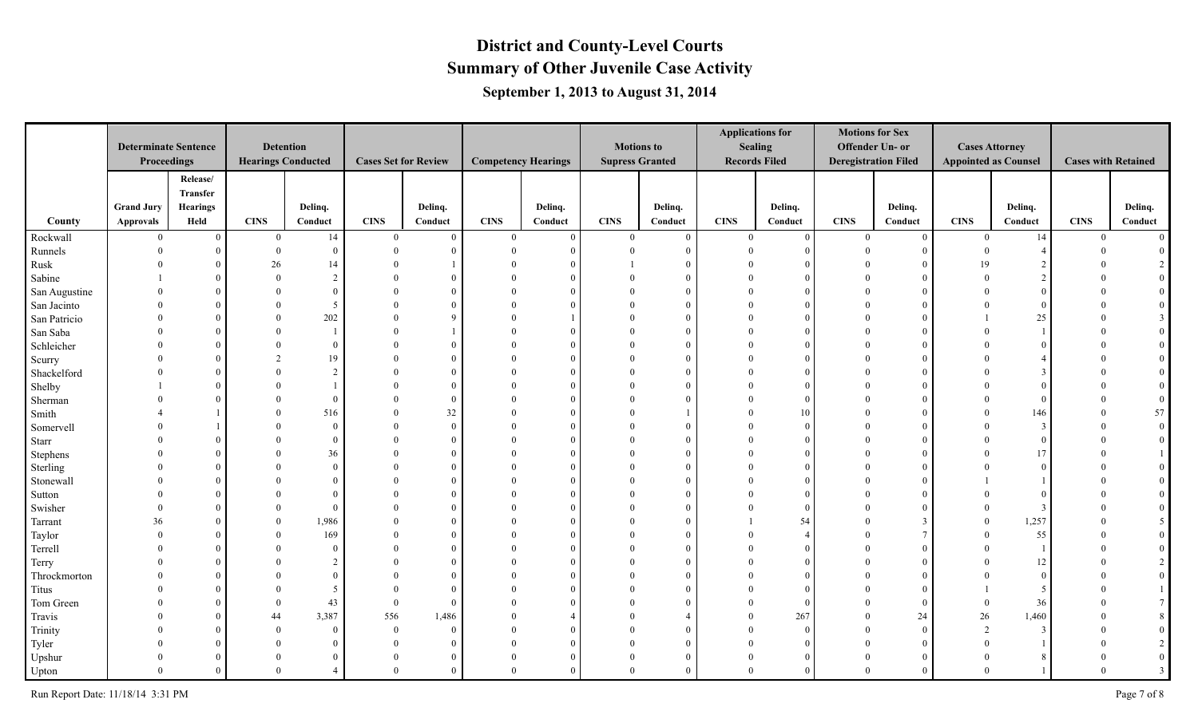# District and County-Level Courts
## Summary of Other Juvenile Case Activity
### September 1, 2013 to August 31, 2014

| County | Determinate Sentence Proceedings | | Detention Hearings Conducted | | Cases Set for Review | | Competency Hearings | | Motions to Suppress Granted | | Applications for Sealing Records Filed | | Motions for Sex Offender Un- or Deregistration Filed | | Cases Attorney Appointed as Counsel | | Cases with Retained | |
|---|---|---|---|---|---|---|---|---|---|---|---|---|---|---|---|---|---|---|
| | Grand Jury Approvals | Release/ Transfer Hearings Held | CINS | Delinq. Conduct | CINS | Delinq. Conduct | CINS | Delinq. Conduct | CINS | Delinq. Conduct | CINS | Delinq. Conduct | CINS | Delinq. Conduct | CINS | Delinq. Conduct | CINS | Delinq. Conduct |
| Rockwall | 0 | 0 | 0 | 14 | 0 | 0 | 0 | 0 | 0 | 0 | 0 | 0 | 0 | 0 | 0 | 14 | 0 | 0 |
| Runnels | 0 | 0 | 0 | 0 | 0 | 0 | 0 | 0 | 0 | 0 | 0 | 0 | 0 | 0 | 0 | 4 | 0 | 0 |
| Rusk | 0 | 0 | 26 | 14 | 0 | 1 | 0 | 0 | 1 | 0 | 0 | 0 | 0 | 0 | 19 | 2 | 0 | 2 |
| Sabine | 1 | 0 | 0 | 2 | 0 | 0 | 0 | 0 | 0 | 0 | 0 | 0 | 0 | 0 | 0 | 2 | 0 | 0 |
| San Augustine | 0 | 0 | 0 | 0 | 0 | 0 | 0 | 0 | 0 | 0 | 0 | 0 | 0 | 0 | 0 | 0 | 0 | 0 |
| San Jacinto | 0 | 0 | 0 | 5 | 0 | 0 | 0 | 0 | 0 | 0 | 0 | 0 | 0 | 0 | 0 | 0 | 0 | 0 |
| San Patricio | 0 | 0 | 0 | 202 | 0 | 9 | 0 | 1 | 0 | 0 | 0 | 0 | 0 | 0 | 1 | 25 | 0 | 3 |
| San Saba | 0 | 0 | 0 | 1 | 0 | 1 | 0 | 0 | 0 | 0 | 0 | 0 | 0 | 0 | 0 | 1 | 0 | 0 |
| Schleicher | 0 | 0 | 0 | 0 | 0 | 0 | 0 | 0 | 0 | 0 | 0 | 0 | 0 | 0 | 0 | 0 | 0 | 0 |
| Scurry | 0 | 0 | 2 | 19 | 0 | 0 | 0 | 0 | 0 | 0 | 0 | 0 | 0 | 0 | 0 | 4 | 0 | 0 |
| Shackelford | 0 | 0 | 0 | 2 | 0 | 0 | 0 | 0 | 0 | 0 | 0 | 0 | 0 | 0 | 0 | 3 | 0 | 0 |
| Shelby | 1 | 0 | 0 | 1 | 0 | 0 | 0 | 0 | 0 | 0 | 0 | 0 | 0 | 0 | 0 | 0 | 0 | 0 |
| Sherman | 0 | 0 | 0 | 0 | 0 | 0 | 0 | 0 | 0 | 0 | 0 | 0 | 0 | 0 | 0 | 0 | 0 | 0 |
| Smith | 4 | 1 | 0 | 516 | 0 | 32 | 0 | 0 | 0 | 1 | 0 | 10 | 0 | 0 | 0 | 146 | 0 | 57 |
| Somervell | 0 | 1 | 0 | 0 | 0 | 0 | 0 | 0 | 0 | 0 | 0 | 0 | 0 | 0 | 0 | 3 | 0 | 0 |
| Starr | 0 | 0 | 0 | 0 | 0 | 0 | 0 | 0 | 0 | 0 | 0 | 0 | 0 | 0 | 0 | 0 | 0 | 0 |
| Stephens | 0 | 0 | 0 | 36 | 0 | 0 | 0 | 0 | 0 | 0 | 0 | 0 | 0 | 0 | 0 | 17 | 0 | 1 |
| Sterling | 0 | 0 | 0 | 0 | 0 | 0 | 0 | 0 | 0 | 0 | 0 | 0 | 0 | 0 | 0 | 0 | 0 | 0 |
| Stonewall | 0 | 0 | 0 | 0 | 0 | 0 | 0 | 0 | 0 | 0 | 0 | 0 | 0 | 0 | 1 | 1 | 0 | 0 |
| Sutton | 0 | 0 | 0 | 0 | 0 | 0 | 0 | 0 | 0 | 0 | 0 | 0 | 0 | 0 | 0 | 0 | 0 | 0 |
| Swisher | 0 | 0 | 0 | 0 | 0 | 0 | 0 | 0 | 0 | 0 | 0 | 0 | 0 | 0 | 0 | 3 | 0 | 0 |
| Tarrant | 36 | 0 | 0 | 1,986 | 0 | 0 | 0 | 0 | 0 | 0 | 1 | 54 | 0 | 3 | 0 | 1,257 | 0 | 5 |
| Taylor | 0 | 0 | 0 | 169 | 0 | 0 | 0 | 0 | 0 | 0 | 0 | 4 | 0 | 7 | 0 | 55 | 0 | 0 |
| Terrell | 0 | 0 | 0 | 0 | 0 | 0 | 0 | 0 | 0 | 0 | 0 | 0 | 0 | 0 | 0 | 1 | 0 | 0 |
| Terry | 0 | 0 | 0 | 2 | 0 | 0 | 0 | 0 | 0 | 0 | 0 | 0 | 0 | 0 | 0 | 12 | 0 | 2 |
| Throckmorton | 0 | 0 | 0 | 0 | 0 | 0 | 0 | 0 | 0 | 0 | 0 | 0 | 0 | 0 | 0 | 0 | 0 | 0 |
| Titus | 0 | 0 | 0 | 5 | 0 | 0 | 0 | 0 | 0 | 0 | 0 | 0 | 0 | 0 | 1 | 5 | 0 | 1 |
| Tom Green | 0 | 0 | 0 | 43 | 0 | 0 | 0 | 0 | 0 | 0 | 0 | 0 | 0 | 0 | 0 | 36 | 0 | 7 |
| Travis | 0 | 0 | 44 | 3,387 | 556 | 1,486 | 0 | 4 | 0 | 4 | 0 | 267 | 0 | 24 | 26 | 1,460 | 0 | 8 |
| Trinity | 0 | 0 | 0 | 0 | 0 | 0 | 0 | 0 | 0 | 0 | 0 | 0 | 0 | 0 | 2 | 3 | 0 | 0 |
| Tyler | 0 | 0 | 0 | 0 | 0 | 0 | 0 | 0 | 0 | 0 | 0 | 0 | 0 | 0 | 0 | 1 | 0 | 2 |
| Upshur | 0 | 0 | 0 | 0 | 0 | 0 | 0 | 0 | 0 | 0 | 0 | 0 | 0 | 0 | 0 | 8 | 0 | 0 |
| Upton | 0 | 0 | 0 | 4 | 0 | 0 | 0 | 0 | 0 | 0 | 0 | 0 | 0 | 0 | 0 | 1 | 0 | 3 |

Run Report Date: 11/18/14 3:31 PM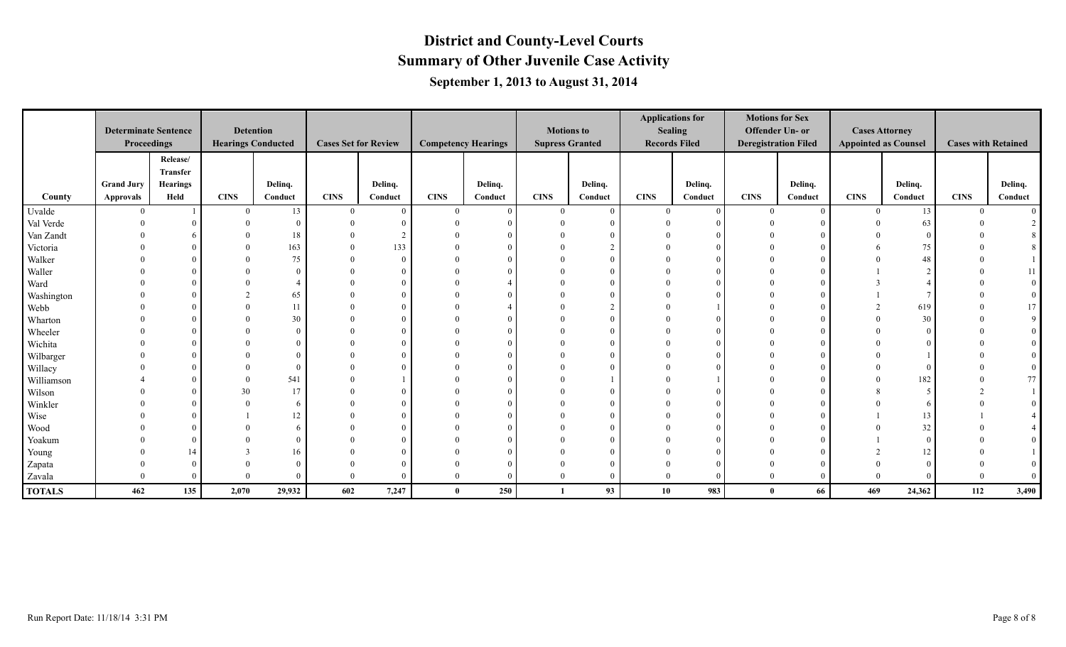# District and County-Level Courts
## Summary of Other Juvenile Case Activity
### September 1, 2013 to August 31, 2014

| | Determinate Sentence Proceedings | | Detention Hearings Conducted | | Cases Set for Review | | Competency Hearings | | Motions to Supress Granted | | Applications for Sealing Records Filed | | Motions for Sex Offender Un- or Deregistration Filed | | Cases Attorney Appointed as Counsel | | Cases with Retained | |
|---|---|---|---|---|---|---|---|---|---|---|---|---|---|---|---|---|---|---|
| County | Grand Jury Approvals | Release/ Transfer Hearings Held | CINS | Delinq. Conduct | CINS | Delinq. Conduct | CINS | Delinq. Conduct | CINS | Delinq. Conduct | CINS | Delinq. Conduct | CINS | Delinq. Conduct | CINS | Delinq. Conduct | CINS | Delinq. Conduct |
| Uvalde | 0 | 1 | 0 | 13 | 0 | 0 | 0 | 0 | 0 | 0 | 0 | 0 | 0 | 0 | 0 | 13 | 0 | 0 |
| Val Verde | 0 | 0 | 0 | 0 | 0 | 0 | 0 | 0 | 0 | 0 | 0 | 0 | 0 | 0 | 0 | 63 | 0 | 2 |
| Van Zandt | 0 | 6 | 0 | 18 | 0 | 2 | 0 | 0 | 0 | 0 | 0 | 0 | 0 | 0 | 0 | 0 | 0 | 8 |
| Victoria | 0 | 0 | 0 | 163 | 0 | 133 | 0 | 0 | 0 | 2 | 0 | 0 | 0 | 0 | 6 | 75 | 0 | 8 |
| Walker | 0 | 0 | 0 | 75 | 0 | 0 | 0 | 0 | 0 | 0 | 0 | 0 | 0 | 0 | 0 | 48 | 0 | 1 |
| Waller | 0 | 0 | 0 | 0 | 0 | 0 | 0 | 0 | 0 | 0 | 0 | 0 | 0 | 0 | 1 | 2 | 0 | 11 |
| Ward | 0 | 0 | 0 | 4 | 0 | 0 | 0 | 4 | 0 | 0 | 0 | 0 | 0 | 0 | 3 | 4 | 0 | 0 |
| Washington | 0 | 0 | 2 | 65 | 0 | 0 | 0 | 0 | 0 | 0 | 0 | 0 | 0 | 0 | 1 | 7 | 0 | 0 |
| Webb | 0 | 0 | 0 | 11 | 0 | 0 | 0 | 4 | 0 | 2 | 0 | 1 | 0 | 0 | 2 | 619 | 0 | 17 |
| Wharton | 0 | 0 | 0 | 30 | 0 | 0 | 0 | 0 | 0 | 0 | 0 | 0 | 0 | 0 | 0 | 30 | 0 | 9 |
| Wheeler | 0 | 0 | 0 | 0 | 0 | 0 | 0 | 0 | 0 | 0 | 0 | 0 | 0 | 0 | 0 | 0 | 0 | 0 |
| Wichita | 0 | 0 | 0 | 0 | 0 | 0 | 0 | 0 | 0 | 0 | 0 | 0 | 0 | 0 | 0 | 0 | 0 | 0 |
| Wilbarger | 0 | 0 | 0 | 0 | 0 | 0 | 0 | 0 | 0 | 0 | 0 | 0 | 0 | 0 | 0 | 1 | 0 | 0 |
| Willacy | 0 | 0 | 0 | 0 | 0 | 0 | 0 | 0 | 0 | 0 | 0 | 0 | 0 | 0 | 0 | 0 | 0 | 0 |
| Williamson | 4 | 0 | 0 | 541 | 0 | 1 | 0 | 0 | 0 | 1 | 0 | 1 | 0 | 0 | 0 | 182 | 0 | 77 |
| Wilson | 0 | 0 | 30 | 17 | 0 | 0 | 0 | 0 | 0 | 0 | 0 | 0 | 0 | 0 | 8 | 5 | 2 | 1 |
| Winkler | 0 | 0 | 0 | 6 | 0 | 0 | 0 | 0 | 0 | 0 | 0 | 0 | 0 | 0 | 0 | 6 | 0 | 0 |
| Wise | 0 | 0 | 1 | 12 | 0 | 0 | 0 | 0 | 0 | 0 | 0 | 0 | 0 | 0 | 1 | 13 | 1 | 4 |
| Wood | 0 | 0 | 0 | 6 | 0 | 0 | 0 | 0 | 0 | 0 | 0 | 0 | 0 | 0 | 0 | 32 | 0 | 4 |
| Yoakum | 0 | 0 | 0 | 0 | 0 | 0 | 0 | 0 | 0 | 0 | 0 | 0 | 0 | 0 | 1 | 0 | 0 | 0 |
| Young | 0 | 14 | 3 | 16 | 0 | 0 | 0 | 0 | 0 | 0 | 0 | 0 | 0 | 0 | 2 | 12 | 0 | 1 |
| Zapata | 0 | 0 | 0 | 0 | 0 | 0 | 0 | 0 | 0 | 0 | 0 | 0 | 0 | 0 | 0 | 0 | 0 | 0 |
| Zavala | 0 | 0 | 0 | 0 | 0 | 0 | 0 | 0 | 0 | 0 | 0 | 0 | 0 | 0 | 0 | 0 | 0 | 0 |
| **TOTALS** | **462** | **135** | **2,070** | **29,932** | **602** | **7,247** | **0** | **250** | **1** | **93** | **10** | **983** | **0** | **66** | **469** | **24,362** | **112** | **3,490** |

Run Report Date: 11/18/14 3:31 PM